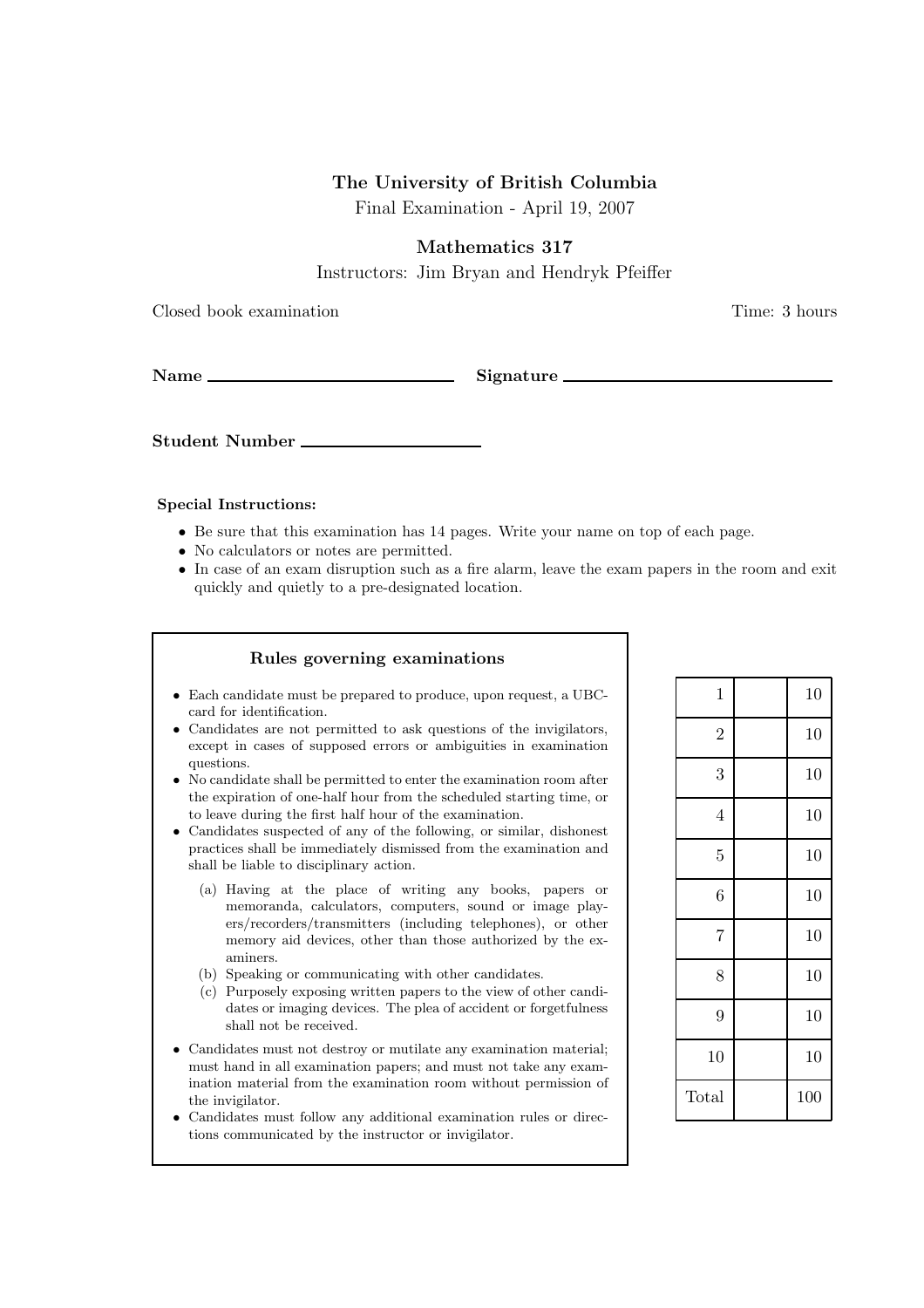**The University of British Columbia**

Final Examination - April 19, 2007

**Mathematics 317**

Instructors: Jim Bryan and Hendryk Pfeiffer

Closed book examination Time: 3 hours

**Name** ____________________ **Signature** ____________________

**Student Number** ____________________

**Special Instructions:**

- Be sure that this examination has 14 pages. Write your name on top of each page.
- No calculators or notes are permitted.
- In case of an exam disruption such as a fire alarm, leave the exam papers in the room and exit quickly and quietly to a pre-designated location.

**Rules governing examinations**

- Each candidate must be prepared to produce, upon request, a UBC-card for identification.
- Candidates are not permitted to ask questions of the invigilators, except in cases of supposed errors or ambiguities in examination questions.
- No candidate shall be permitted to enter the examination room after the expiration of one-half hour from the scheduled starting time, or to leave during the first half hour of the examination.
- Candidates suspected of any of the following, or similar, dishonest practices shall be immediately dismissed from the examination and shall be liable to disciplinary action.
  - (a) Having at the place of writing any books, papers or memoranda, calculators, computers, sound or image players/recorders/transmitters (including telephones), or other memory aid devices, other than those authorized by the examiners.
  - (b) Speaking or communicating with other candidates.
  - (c) Purposely exposing written papers to the view of other candidates or imaging devices. The plea of accident or forgetfulness shall not be received.
- Candidates must not destroy or mutilate any examination material; must hand in all examination papers; and must not take any examination material from the examination room without permission of the invigilator.
- Candidates must follow any additional examination rules or directions communicated by the instructor or invigilator.

| | | |
|---|---|---|
| 1 | | 10 |
| 2 | | 10 |
| 3 | | 10 |
| 4 | | 10 |
| 5 | | 10 |
| 6 | | 10 |
| 7 | | 10 |
| 8 | | 10 |
| 9 | | 10 |
| 10 | | 10 |
| Total | | 100 |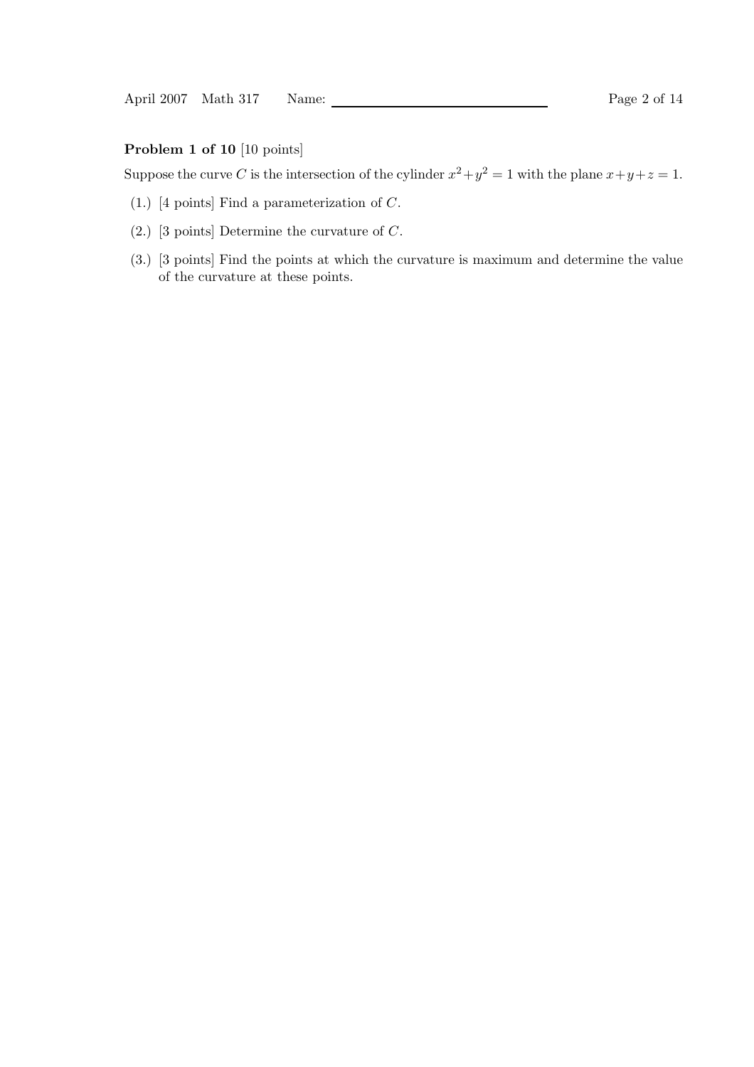**Problem 1 of 10** [10 points]

Suppose the curve $C$ is the intersection of the cylinder $x^2+y^2=1$ with the plane $x+y+z=1$.

(1.) [4 points] Find a parameterization of $C$.

(2.) [3 points] Determine the curvature of $C$.

(3.) [3 points] Find the points at which the curvature is maximum and determine the value of the curvature at these points.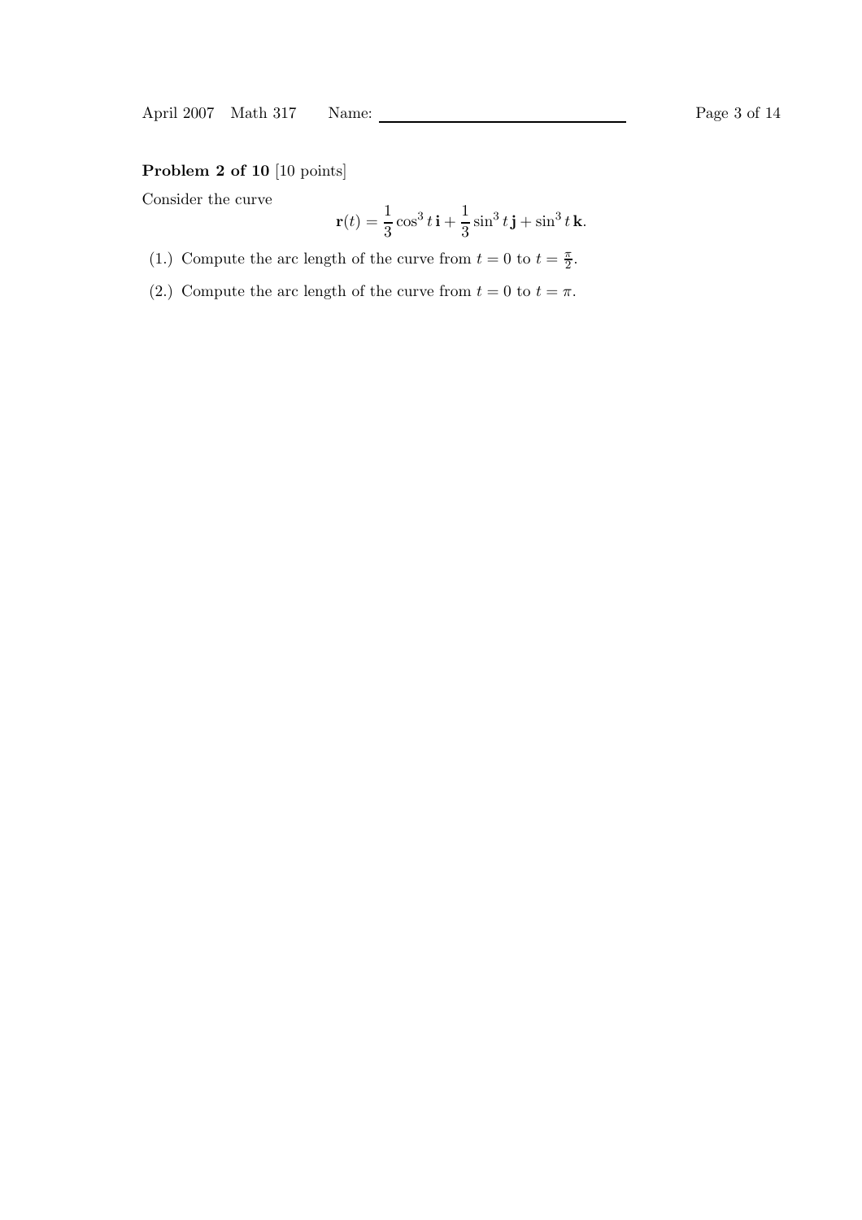**Problem 2 of 10** [10 points]

Consider the curve

$$\mathbf{r}(t) = \frac{1}{3}\cos^3 t\,\mathbf{i} + \frac{1}{3}\sin^3 t\,\mathbf{j} + \sin^3 t\,\mathbf{k}.$$

(1.) Compute the arc length of the curve from $t = 0$ to $t = \frac{\pi}{2}$.

(2.) Compute the arc length of the curve from $t = 0$ to $t = \pi$.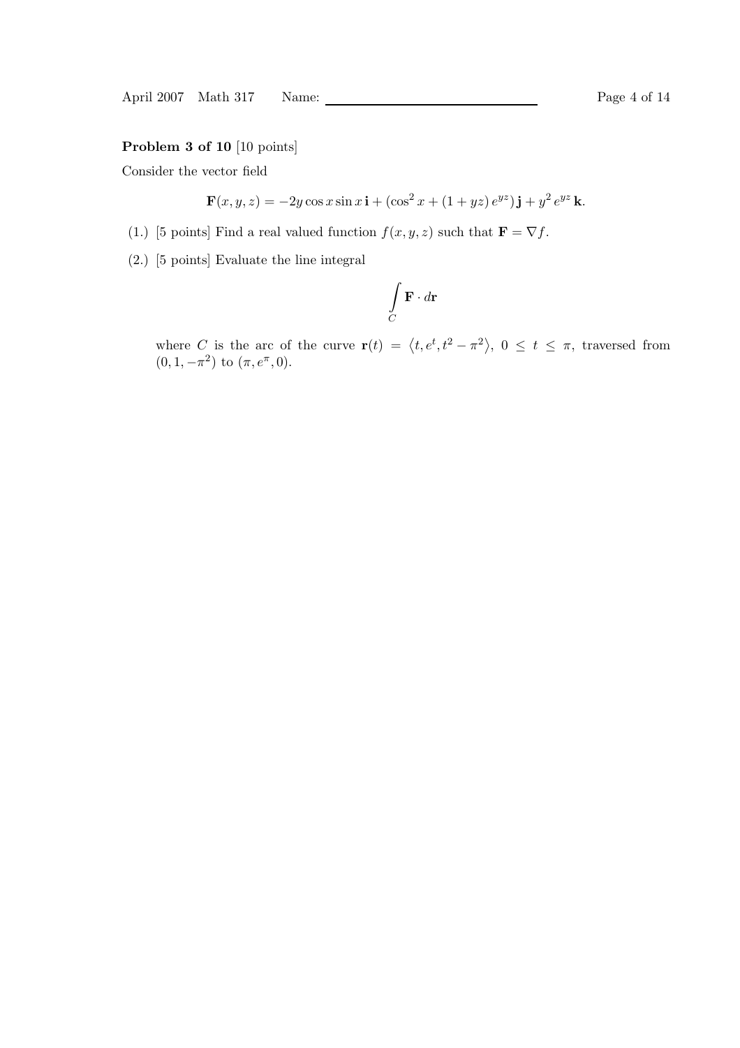**Problem 3 of 10** [10 points]

Consider the vector field

$$\mathbf{F}(x, y, z) = -2y \cos x \sin x \, \mathbf{i} + (\cos^2 x + (1 + yz)\, e^{yz})\, \mathbf{j} + y^2 \, e^{yz} \, \mathbf{k}.$$

(1.) [5 points] Find a real valued function $f(x, y, z)$ such that $\mathbf{F} = \nabla f$.

(2.) [5 points] Evaluate the line integral

$$\int_C \mathbf{F} \cdot d\mathbf{r}$$

where $C$ is the arc of the curve $\mathbf{r}(t) = \langle t, e^t, t^2 - \pi^2 \rangle$, $0 \leq t \leq \pi$, traversed from $(0, 1, -\pi^2)$ to $(\pi, e^\pi, 0)$.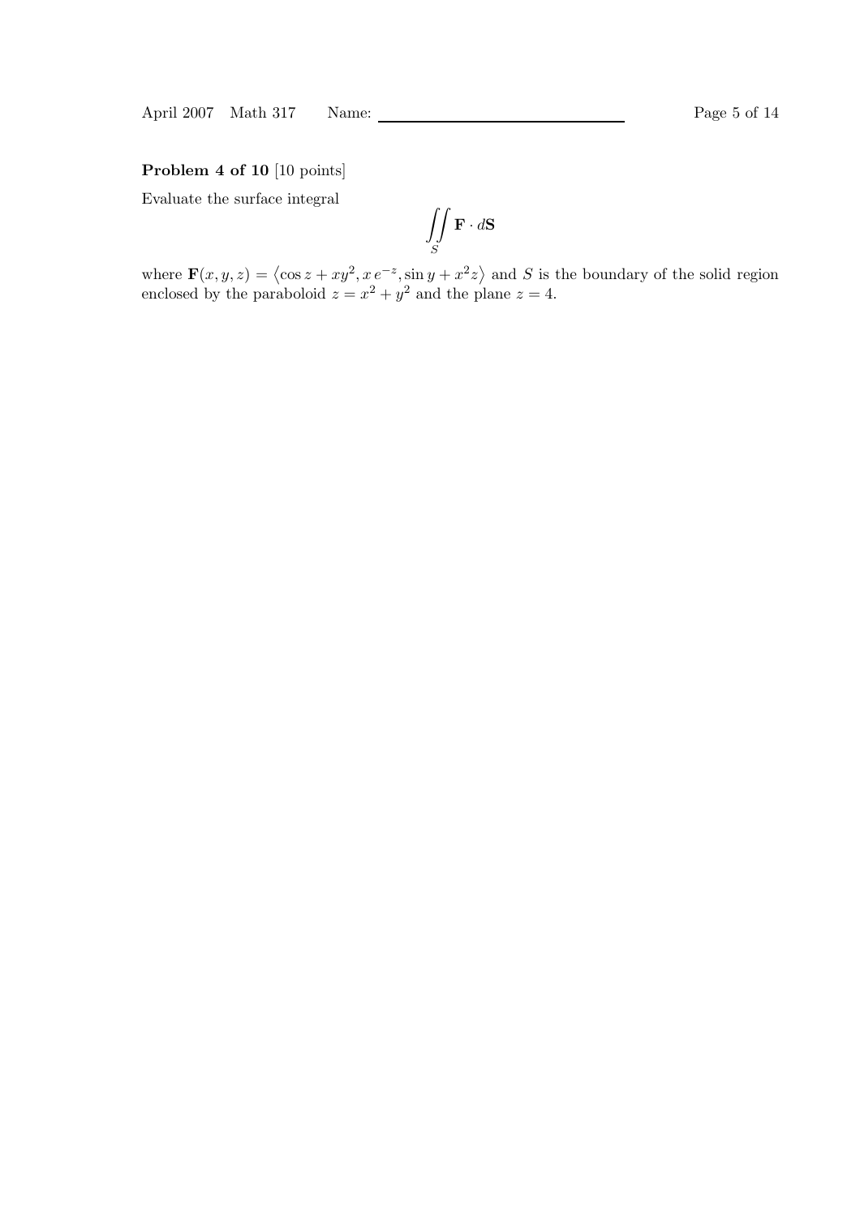**Problem 4 of 10** [10 points]

Evaluate the surface integral

$$\iint_S \mathbf{F} \cdot d\mathbf{S}$$

where $\mathbf{F}(x, y, z) = \langle \cos z + xy^2, x\, e^{-z}, \sin y + x^2 z \rangle$ and $S$ is the boundary of the solid region enclosed by the paraboloid $z = x^2 + y^2$ and the plane $z = 4$.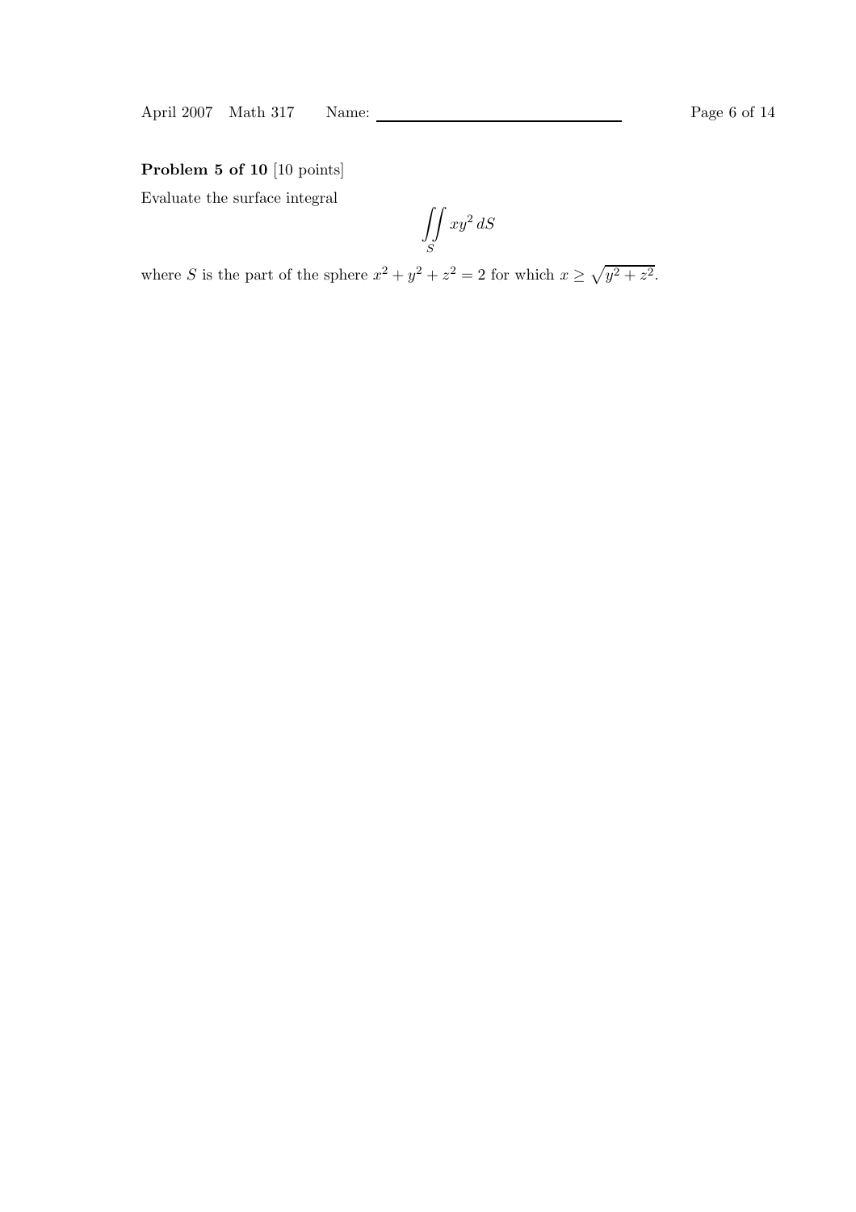**Problem 5 of 10** [10 points]

Evaluate the surface integral

$$\iint_S xy^2 \, dS$$

where $S$ is the part of the sphere $x^2 + y^2 + z^2 = 2$ for which $x \geq \sqrt{y^2 + z^2}$.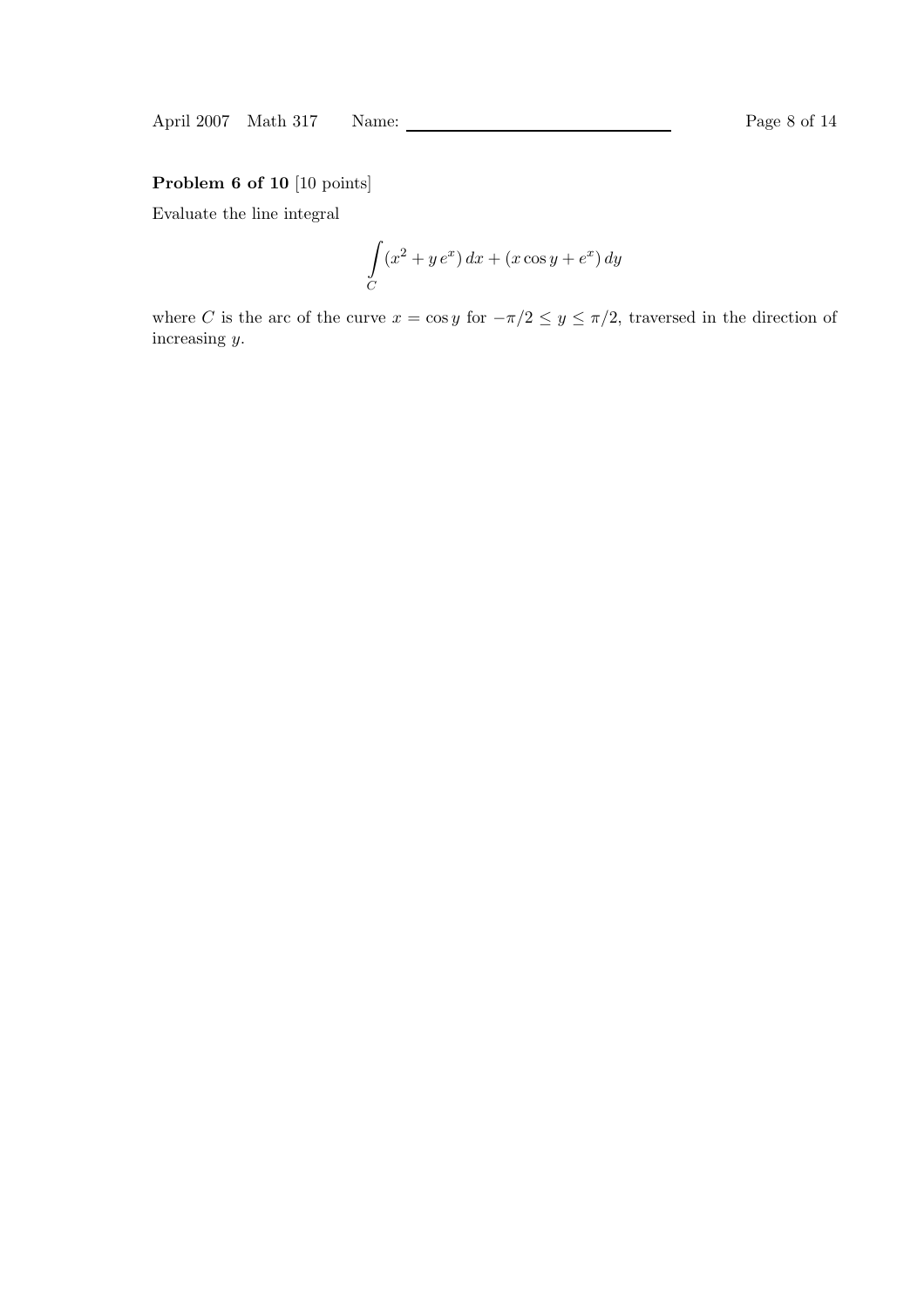**Problem 6 of 10** [10 points]

Evaluate the line integral

$$\int_C (x^2 + y\,e^x)\,dx + (x\cos y + e^x)\,dy$$

where $C$ is the arc of the curve $x = \cos y$ for $-\pi/2 \leq y \leq \pi/2$, traversed in the direction of increasing $y$.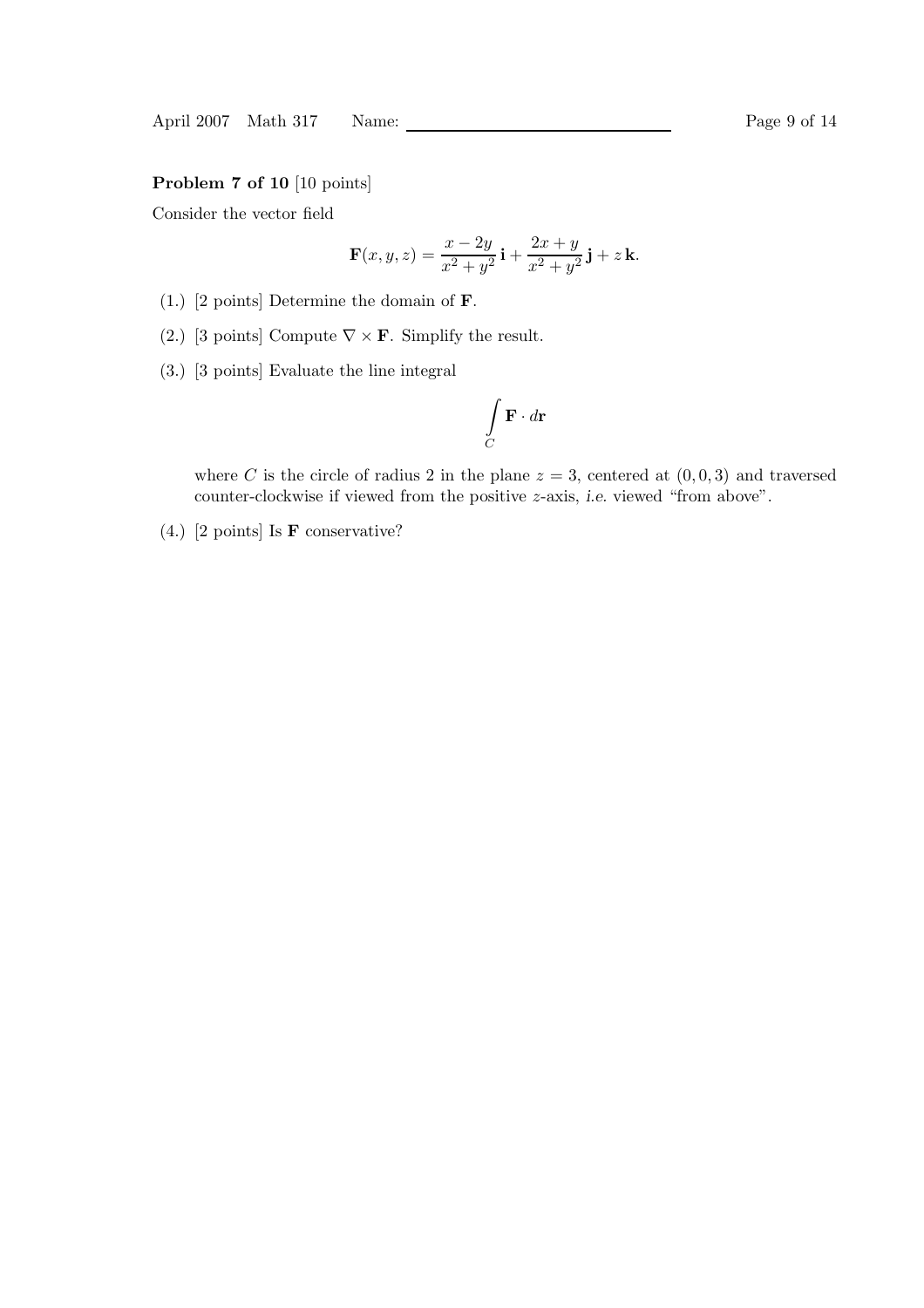**Problem 7 of 10** [10 points]

Consider the vector field

$$\mathbf{F}(x, y, z) = \frac{x - 2y}{x^2 + y^2}\,\mathbf{i} + \frac{2x + y}{x^2 + y^2}\,\mathbf{j} + z\,\mathbf{k}.$$

(1.) [2 points] Determine the domain of $\mathbf{F}$.

(2.) [3 points] Compute $\nabla \times \mathbf{F}$. Simplify the result.

(3.) [3 points] Evaluate the line integral

$$\int_C \mathbf{F} \cdot d\mathbf{r}$$

where $C$ is the circle of radius 2 in the plane $z = 3$, centered at $(0, 0, 3)$ and traversed counter-clockwise if viewed from the positive $z$-axis, *i.e.* viewed "from above".

(4.) [2 points] Is $\mathbf{F}$ conservative?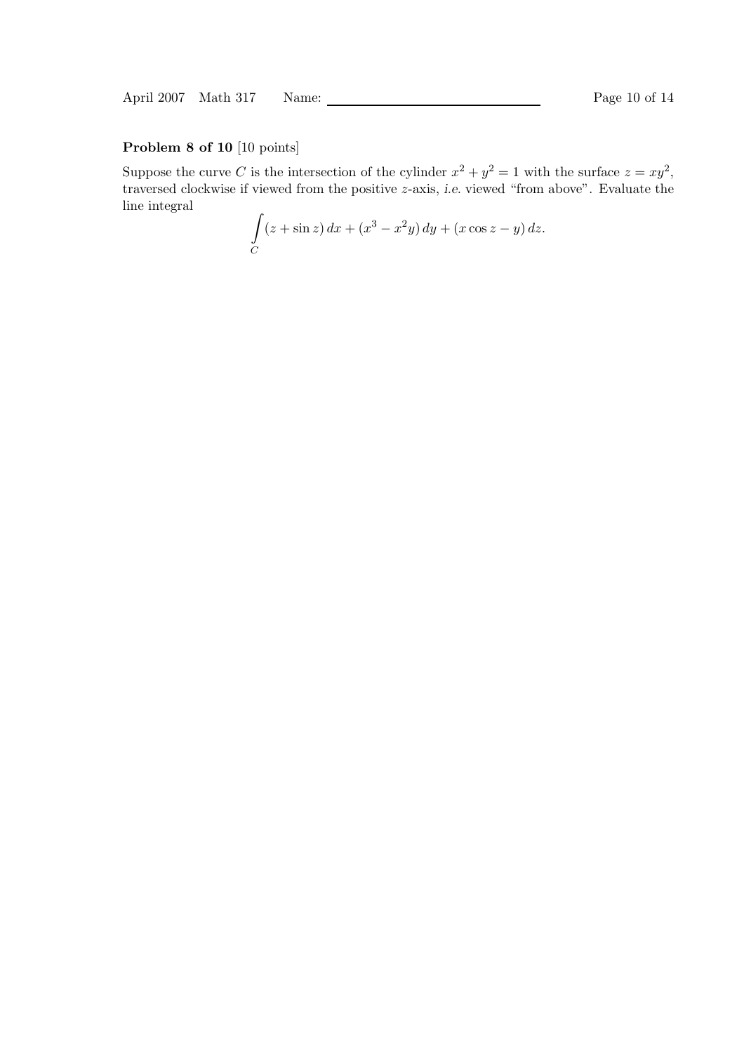**Problem 8 of 10** [10 points]

Suppose the curve $C$ is the intersection of the cylinder $x^2 + y^2 = 1$ with the surface $z = xy^2$, traversed clockwise if viewed from the positive $z$-axis, *i.e.* viewed "from above". Evaluate the line integral

$$\int_C (z + \sin z)\,dx + (x^3 - x^2 y)\,dy + (x\cos z - y)\,dz.$$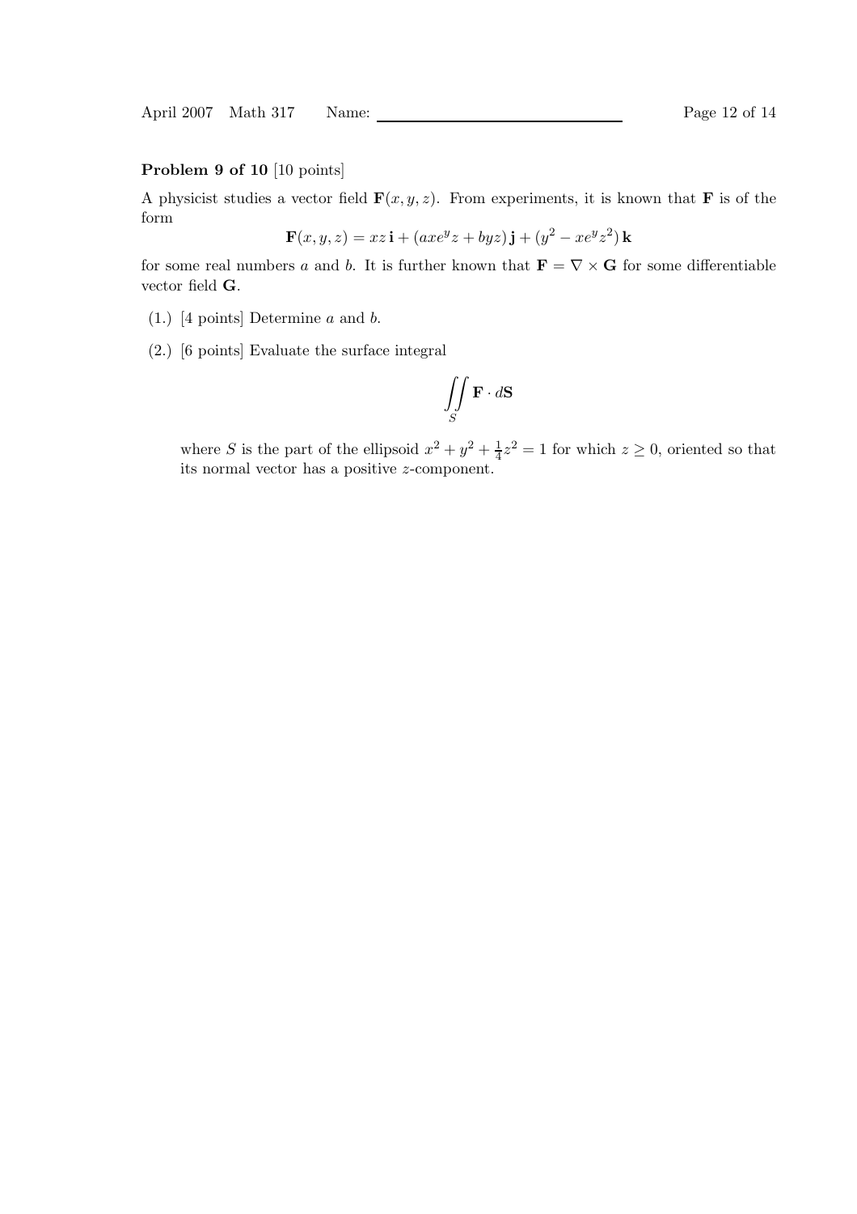**Problem 9 of 10** [10 points]

A physicist studies a vector field $\mathbf{F}(x, y, z)$. From experiments, it is known that $\mathbf{F}$ is of the form

$$\mathbf{F}(x, y, z) = xz\,\mathbf{i} + (axe^y z + byz)\,\mathbf{j} + (y^2 - xe^y z^2)\,\mathbf{k}$$

for some real numbers $a$ and $b$. It is further known that $\mathbf{F} = \nabla \times \mathbf{G}$ for some differentiable vector field $\mathbf{G}$.

(1.) [4 points] Determine $a$ and $b$.

(2.) [6 points] Evaluate the surface integral

$$\iint_S \mathbf{F} \cdot d\mathbf{S}$$

where $S$ is the part of the ellipsoid $x^2 + y^2 + \frac{1}{4}z^2 = 1$ for which $z \geq 0$, oriented so that its normal vector has a positive $z$-component.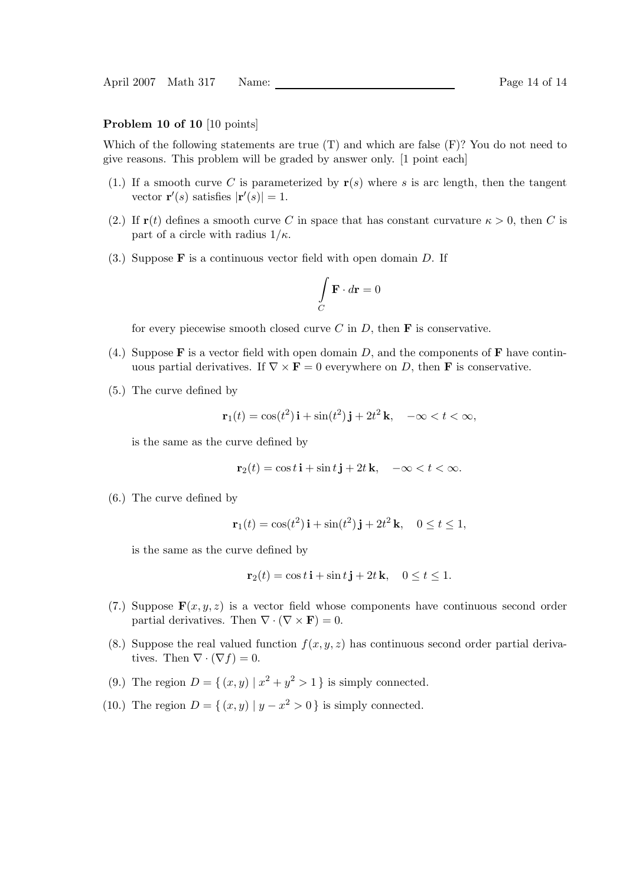**Problem 10 of 10** [10 points]

Which of the following statements are true (T) and which are false (F)? You do not need to give reasons. This problem will be graded by answer only. [1 point each]

(1.) If a smooth curve $C$ is parameterized by $\mathbf{r}(s)$ where $s$ is arc length, then the tangent vector $\mathbf{r}'(s)$ satisfies $|\mathbf{r}'(s)| = 1$.

(2.) If $\mathbf{r}(t)$ defines a smooth curve $C$ in space that has constant curvature $\kappa > 0$, then $C$ is part of a circle with radius $1/\kappa$.

(3.) Suppose $\mathbf{F}$ is a continuous vector field with open domain $D$. If

$$\int_C \mathbf{F} \cdot d\mathbf{r} = 0$$

for every piecewise smooth closed curve $C$ in $D$, then $\mathbf{F}$ is conservative.

(4.) Suppose $\mathbf{F}$ is a vector field with open domain $D$, and the components of $\mathbf{F}$ have continuous partial derivatives. If $\nabla \times \mathbf{F} = 0$ everywhere on $D$, then $\mathbf{F}$ is conservative.

(5.) The curve defined by

$$\mathbf{r}_1(t) = \cos(t^2)\,\mathbf{i} + \sin(t^2)\,\mathbf{j} + 2t^2\,\mathbf{k}, \quad -\infty < t < \infty,$$

is the same as the curve defined by

$$\mathbf{r}_2(t) = \cos t\,\mathbf{i} + \sin t\,\mathbf{j} + 2t\,\mathbf{k}, \quad -\infty < t < \infty.$$

(6.) The curve defined by

$$\mathbf{r}_1(t) = \cos(t^2)\,\mathbf{i} + \sin(t^2)\,\mathbf{j} + 2t^2\,\mathbf{k}, \quad 0 \leq t \leq 1,$$

is the same as the curve defined by

$$\mathbf{r}_2(t) = \cos t\,\mathbf{i} + \sin t\,\mathbf{j} + 2t\,\mathbf{k}, \quad 0 \leq t \leq 1.$$

(7.) Suppose $\mathbf{F}(x, y, z)$ is a vector field whose components have continuous second order partial derivatives. Then $\nabla \cdot (\nabla \times \mathbf{F}) = 0$.

(8.) Suppose the real valued function $f(x, y, z)$ has continuous second order partial derivatives. Then $\nabla \cdot (\nabla f) = 0$.

(9.) The region $D = \{\, (x, y) \mid x^2 + y^2 > 1 \,\}$ is simply connected.

(10.) The region $D = \{\, (x, y) \mid y - x^2 > 0 \,\}$ is simply connected.